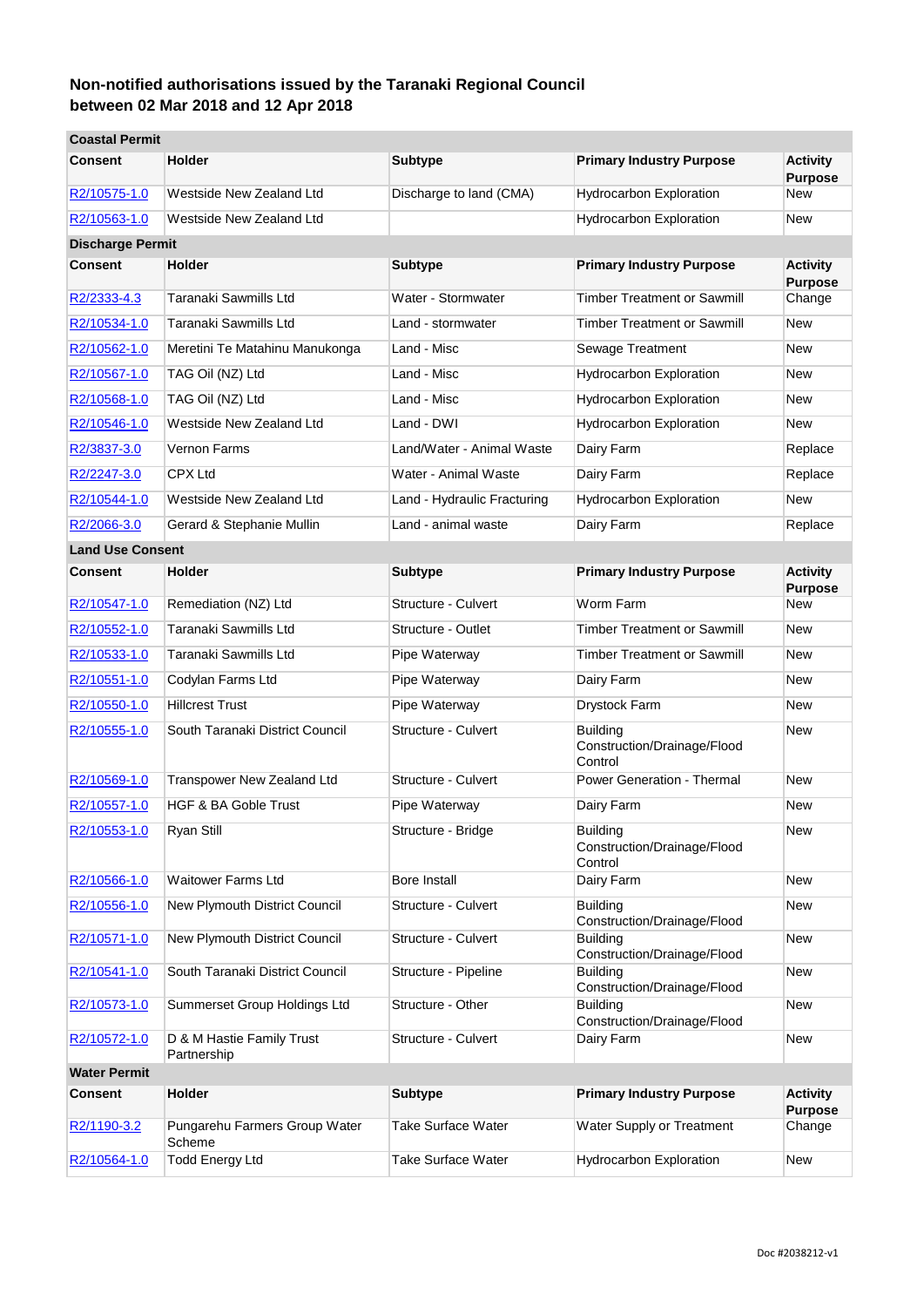# Non-notified authorisations issued by the Taranaki Regional Council between 02 Mar 2018 and 12 Apr 2018

| Consent | Holder | Subtype | Primary Industry Purpose | Activity Purpose |
|---|---|---|---|---|
| **Coastal Permit** | | | | |
| R2/10575-1.0 | Westside New Zealand Ltd | Discharge to land (CMA) | Hydrocarbon Exploration | New |
| R2/10563-1.0 | Westside New Zealand Ltd | | Hydrocarbon Exploration | New |
| **Discharge Permit** | | | | |
| R2/2333-4.3 | Taranaki Sawmills Ltd | Water - Stormwater | Timber Treatment or Sawmill | Change |
| R2/10534-1.0 | Taranaki Sawmills Ltd | Land - stormwater | Timber Treatment or Sawmill | New |
| R2/10562-1.0 | Meretini Te Matahinu Manukonga | Land - Misc | Sewage Treatment | New |
| R2/10567-1.0 | TAG Oil (NZ) Ltd | Land - Misc | Hydrocarbon Exploration | New |
| R2/10568-1.0 | TAG Oil (NZ) Ltd | Land - Misc | Hydrocarbon Exploration | New |
| R2/10546-1.0 | Westside New Zealand Ltd | Land - DWI | Hydrocarbon Exploration | New |
| R2/3837-3.0 | Vernon Farms | Land/Water - Animal Waste | Dairy Farm | Replace |
| R2/2247-3.0 | CPX Ltd | Water - Animal Waste | Dairy Farm | Replace |
| R2/10544-1.0 | Westside New Zealand Ltd | Land - Hydraulic Fracturing | Hydrocarbon Exploration | New |
| R2/2066-3.0 | Gerard & Stephanie Mullin | Land - animal waste | Dairy Farm | Replace |
| **Land Use Consent** | | | | |
| R2/10547-1.0 | Remediation (NZ) Ltd | Structure - Culvert | Worm Farm | New |
| R2/10552-1.0 | Taranaki Sawmills Ltd | Structure - Outlet | Timber Treatment or Sawmill | New |
| R2/10533-1.0 | Taranaki Sawmills Ltd | Pipe Waterway | Timber Treatment or Sawmill | New |
| R2/10551-1.0 | Codylan Farms Ltd | Pipe Waterway | Dairy Farm | New |
| R2/10550-1.0 | Hillcrest Trust | Pipe Waterway | Drystock Farm | New |
| R2/10555-1.0 | South Taranaki District Council | Structure - Culvert | Building Construction/Drainage/Flood Control | New |
| R2/10569-1.0 | Transpower New Zealand Ltd | Structure - Culvert | Power Generation - Thermal | New |
| R2/10557-1.0 | HGF & BA Goble Trust | Pipe Waterway | Dairy Farm | New |
| R2/10553-1.0 | Ryan Still | Structure - Bridge | Building Construction/Drainage/Flood Control | New |
| R2/10566-1.0 | Waitower Farms Ltd | Bore Install | Dairy Farm | New |
| R2/10556-1.0 | New Plymouth District Council | Structure - Culvert | Building Construction/Drainage/Flood | New |
| R2/10571-1.0 | New Plymouth District Council | Structure - Culvert | Building Construction/Drainage/Flood | New |
| R2/10541-1.0 | South Taranaki District Council | Structure - Pipeline | Building Construction/Drainage/Flood | New |
| R2/10573-1.0 | Summerset Group Holdings Ltd | Structure - Other | Building Construction/Drainage/Flood | New |
| R2/10572-1.0 | D & M Hastie Family Trust Partnership | Structure - Culvert | Dairy Farm | New |
| **Water Permit** | | | | |
| R2/1190-3.2 | Pungarehu Farmers Group Water Scheme | Take Surface Water | Water Supply or Treatment | Change |
| R2/10564-1.0 | Todd Energy Ltd | Take Surface Water | Hydrocarbon Exploration | New |

Doc #2038212-v1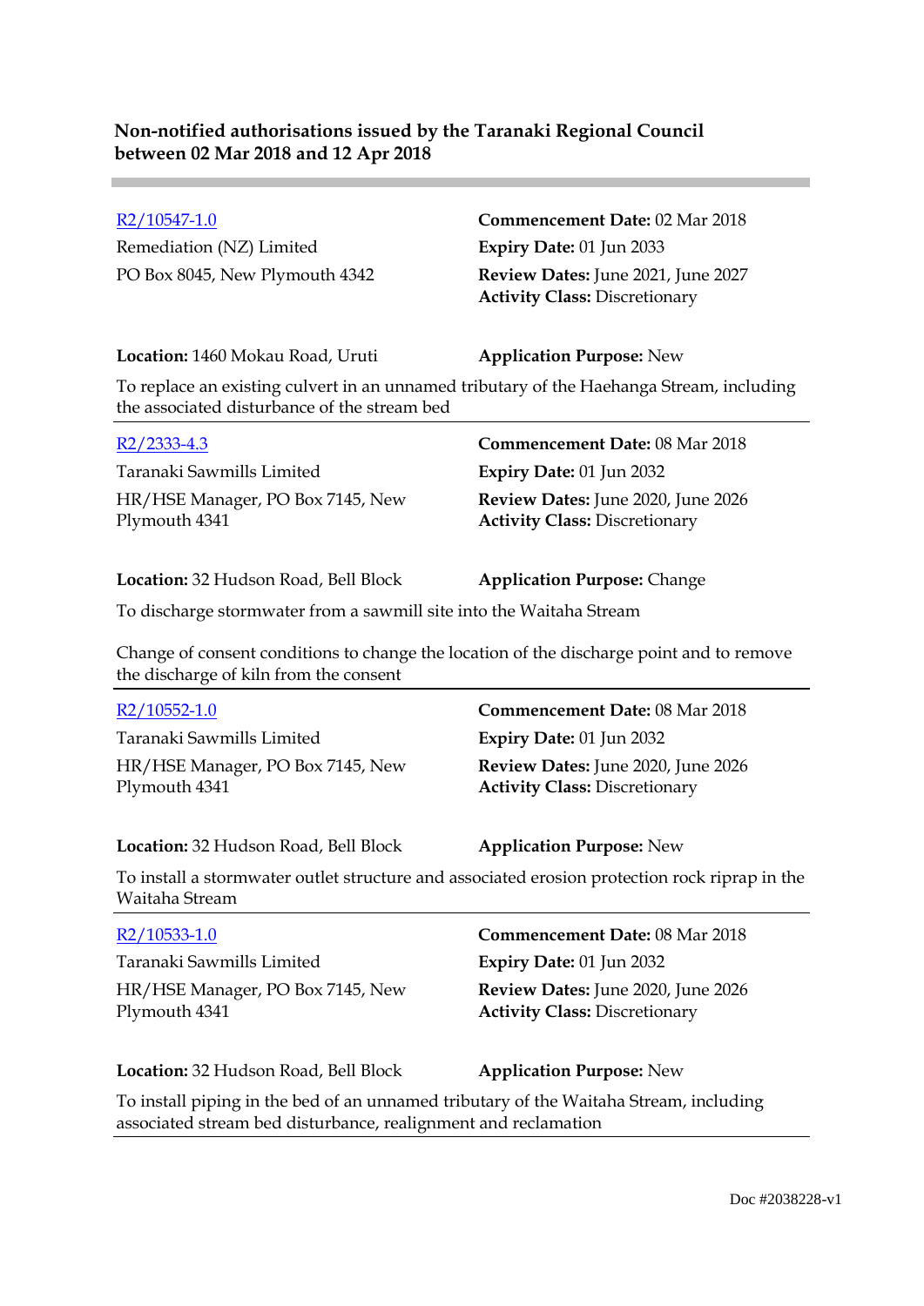**Non-notified authorisations issued by the Taranaki Regional Council between 02 Mar 2018 and 12 Apr 2018**

---

[R2/10547-1.0](R2/10547-1.0)
Remediation (NZ) Limited
PO Box 8045, New Plymouth 4342

**Commencement Date:** 02 Mar 2018
**Expiry Date:** 01 Jun 2033
**Review Dates:** June 2021, June 2027
**Activity Class:** Discretionary

**Location:** 1460 Mokau Road, Uruti
**Application Purpose:** New

To replace an existing culvert in an unnamed tributary of the Haehanga Stream, including the associated disturbance of the stream bed

---

[R2/2333-4.3](R2/2333-4.3)
Taranaki Sawmills Limited
HR/HSE Manager, PO Box 7145, New Plymouth 4341

**Commencement Date:** 08 Mar 2018
**Expiry Date:** 01 Jun 2032
**Review Dates:** June 2020, June 2026
**Activity Class:** Discretionary

**Location:** 32 Hudson Road, Bell Block
**Application Purpose:** Change

To discharge stormwater from a sawmill site into the Waitaha Stream

Change of consent conditions to change the location of the discharge point and to remove the discharge of kiln from the consent

---

[R2/10552-1.0](R2/10552-1.0)
Taranaki Sawmills Limited
HR/HSE Manager, PO Box 7145, New Plymouth 4341

**Commencement Date:** 08 Mar 2018
**Expiry Date:** 01 Jun 2032
**Review Dates:** June 2020, June 2026
**Activity Class:** Discretionary

**Location:** 32 Hudson Road, Bell Block
**Application Purpose:** New

To install a stormwater outlet structure and associated erosion protection rock riprap in the Waitaha Stream

---

[R2/10533-1.0](R2/10533-1.0)
Taranaki Sawmills Limited
HR/HSE Manager, PO Box 7145, New Plymouth 4341

**Commencement Date:** 08 Mar 2018
**Expiry Date:** 01 Jun 2032
**Review Dates:** June 2020, June 2026
**Activity Class:** Discretionary

**Location:** 32 Hudson Road, Bell Block
**Application Purpose:** New

To install piping in the bed of an unnamed tributary of the Waitaha Stream, including associated stream bed disturbance, realignment and reclamation

---

Doc #2038228-v1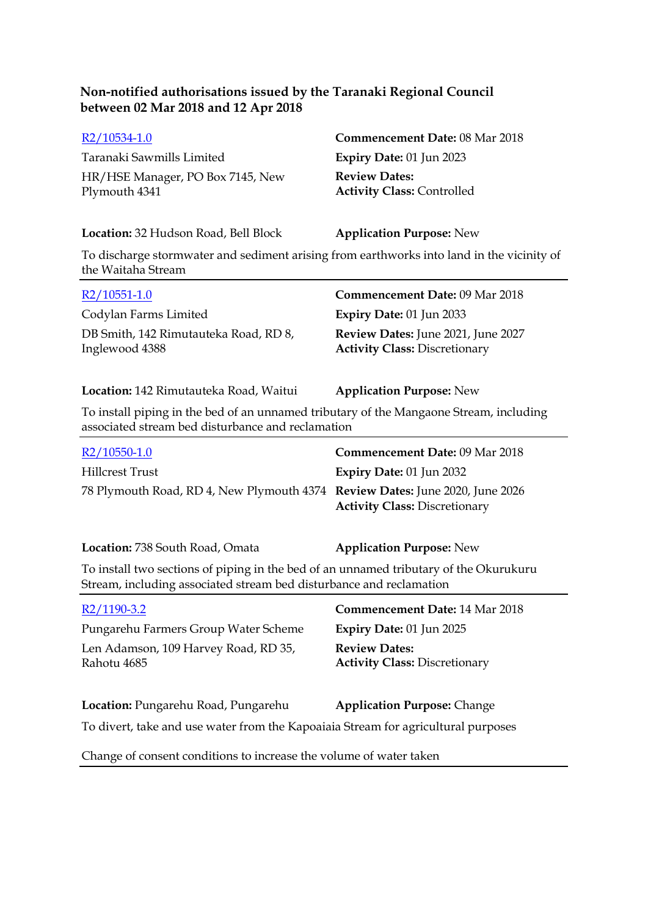**Non-notified authorisations issued by the Taranaki Regional Council between 02 Mar 2018 and 12 Apr 2018**

[R2/10534-1.0](R2/10534-1.0)
Taranaki Sawmills Limited
HR/HSE Manager, PO Box 7145, New Plymouth 4341

**Commencement Date:** 08 Mar 2018
**Expiry Date:** 01 Jun 2023
**Review Dates:**
**Activity Class:** Controlled

**Location:** 32 Hudson Road, Bell Block
**Application Purpose:** New

To discharge stormwater and sediment arising from earthworks into land in the vicinity of the Waitaha Stream

---

[R2/10551-1.0](R2/10551-1.0)
Codylan Farms Limited
DB Smith, 142 Rimutauteka Road, RD 8, Inglewood 4388

**Commencement Date:** 09 Mar 2018
**Expiry Date:** 01 Jun 2033
**Review Dates:** June 2021, June 2027
**Activity Class:** Discretionary

**Location:** 142 Rimutauteka Road, Waitui
**Application Purpose:** New

To install piping in the bed of an unnamed tributary of the Mangaone Stream, including associated stream bed disturbance and reclamation

---

[R2/10550-1.0](R2/10550-1.0)
Hillcrest Trust
78 Plymouth Road, RD 4, New Plymouth 4374

**Commencement Date:** 09 Mar 2018
**Expiry Date:** 01 Jun 2032
**Review Dates:** June 2020, June 2026
**Activity Class:** Discretionary

**Location:** 738 South Road, Omata
**Application Purpose:** New

To install two sections of piping in the bed of an unnamed tributary of the Okurukuru Stream, including associated stream bed disturbance and reclamation

---

[R2/1190-3.2](R2/1190-3.2)
Pungarehu Farmers Group Water Scheme
Len Adamson, 109 Harvey Road, RD 35, Rahotu 4685

**Commencement Date:** 14 Mar 2018
**Expiry Date:** 01 Jun 2025
**Review Dates:**
**Activity Class:** Discretionary

**Location:** Pungarehu Road, Pungarehu
**Application Purpose:** Change

To divert, take and use water from the Kapoaiaia Stream for agricultural purposes

Change of consent conditions to increase the volume of water taken

---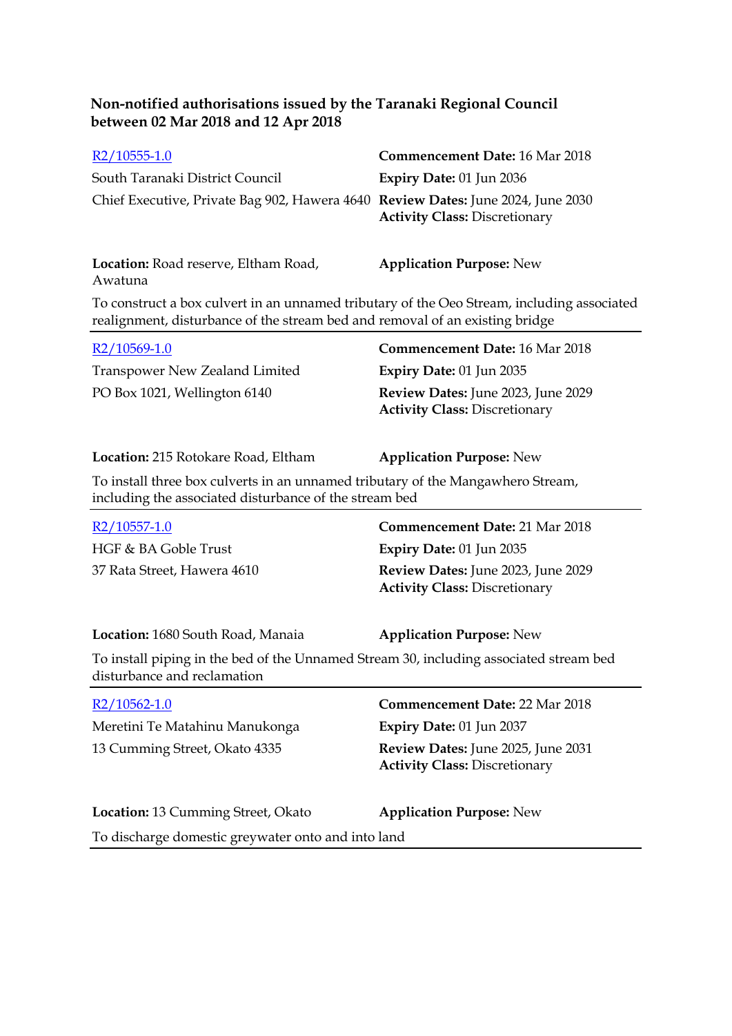**Non-notified authorisations issued by the Taranaki Regional Council between 02 Mar 2018 and 12 Apr 2018**

R2/10555-1.0
South Taranaki District Council
Chief Executive, Private Bag 902, Hawera 4640

**Commencement Date:** 16 Mar 2018
**Expiry Date:** 01 Jun 2036
**Review Dates:** June 2024, June 2030
**Activity Class:** Discretionary

**Location:** Road reserve, Eltham Road, Awatuna
**Application Purpose:** New

To construct a box culvert in an unnamed tributary of the Oeo Stream, including associated realignment, disturbance of the stream bed and removal of an existing bridge

---

R2/10569-1.0
Transpower New Zealand Limited
PO Box 1021, Wellington 6140

**Commencement Date:** 16 Mar 2018
**Expiry Date:** 01 Jun 2035
**Review Dates:** June 2023, June 2029
**Activity Class:** Discretionary

**Location:** 215 Rotokare Road, Eltham
**Application Purpose:** New

To install three box culverts in an unnamed tributary of the Mangawhero Stream, including the associated disturbance of the stream bed

---

R2/10557-1.0
HGF & BA Goble Trust
37 Rata Street, Hawera 4610

**Commencement Date:** 21 Mar 2018
**Expiry Date:** 01 Jun 2035
**Review Dates:** June 2023, June 2029
**Activity Class:** Discretionary

**Location:** 1680 South Road, Manaia
**Application Purpose:** New

To install piping in the bed of the Unnamed Stream 30, including associated stream bed disturbance and reclamation

---

R2/10562-1.0
Meretini Te Matahinu Manukonga
13 Cumming Street, Okato 4335

**Commencement Date:** 22 Mar 2018
**Expiry Date:** 01 Jun 2037
**Review Dates:** June 2025, June 2031
**Activity Class:** Discretionary

**Location:** 13 Cumming Street, Okato
**Application Purpose:** New

To discharge domestic greywater onto and into land

---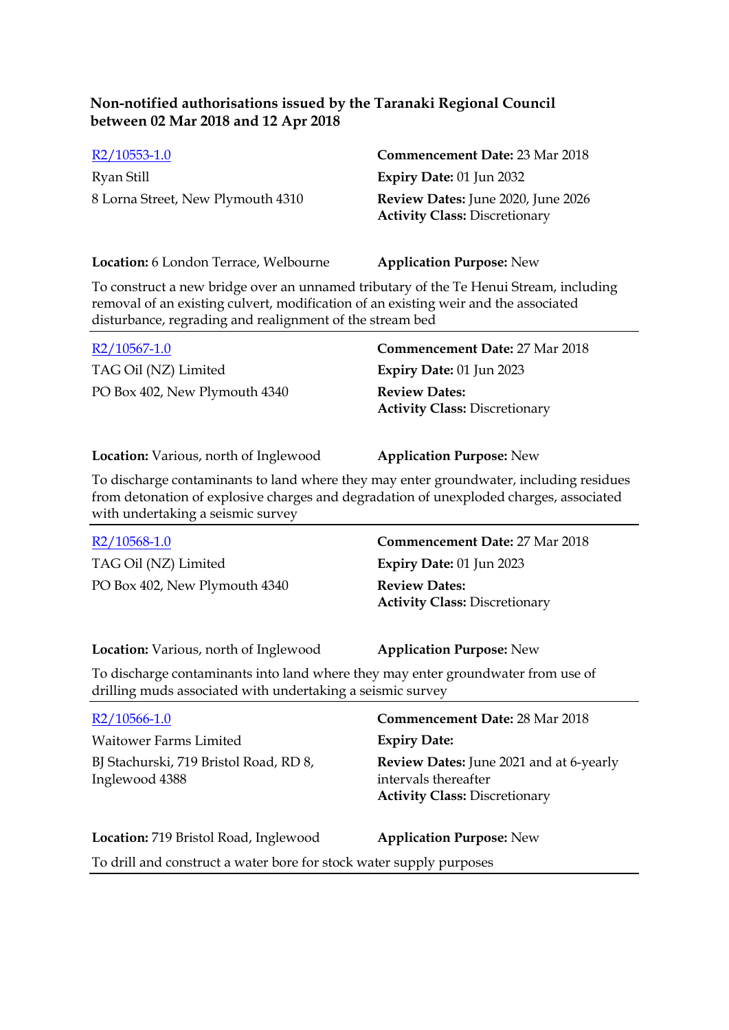### Non-notified authorisations issued by the Taranaki Regional Council between 02 Mar 2018 and 12 Apr 2018

[R2/10553-1.0](R2/10553-1.0)
Ryan Still
8 Lorna Street, New Plymouth 4310

**Commencement Date:** 23 Mar 2018
**Expiry Date:** 01 Jun 2032
**Review Dates:** June 2020, June 2026
**Activity Class:** Discretionary

**Location:** 6 London Terrace, Welbourne
**Application Purpose:** New

To construct a new bridge over an unnamed tributary of the Te Henui Stream, including removal of an existing culvert, modification of an existing weir and the associated disturbance, regrading and realignment of the stream bed

---

[R2/10567-1.0](R2/10567-1.0)
TAG Oil (NZ) Limited
PO Box 402, New Plymouth 4340

**Commencement Date:** 27 Mar 2018
**Expiry Date:** 01 Jun 2023
**Review Dates:**
**Activity Class:** Discretionary

**Location:** Various, north of Inglewood
**Application Purpose:** New

To discharge contaminants to land where they may enter groundwater, including residues from detonation of explosive charges and degradation of unexploded charges, associated with undertaking a seismic survey

---

[R2/10568-1.0](R2/10568-1.0)
TAG Oil (NZ) Limited
PO Box 402, New Plymouth 4340

**Commencement Date:** 27 Mar 2018
**Expiry Date:** 01 Jun 2023
**Review Dates:**
**Activity Class:** Discretionary

**Location:** Various, north of Inglewood
**Application Purpose:** New

To discharge contaminants into land where they may enter groundwater from use of drilling muds associated with undertaking a seismic survey

---

[R2/10566-1.0](R2/10566-1.0)
Waitower Farms Limited
BJ Stachurski, 719 Bristol Road, RD 8, Inglewood 4388

**Commencement Date:** 28 Mar 2018
**Expiry Date:**
**Review Dates:** June 2021 and at 6-yearly intervals thereafter
**Activity Class:** Discretionary

**Location:** 719 Bristol Road, Inglewood
**Application Purpose:** New

To drill and construct a water bore for stock water supply purposes

---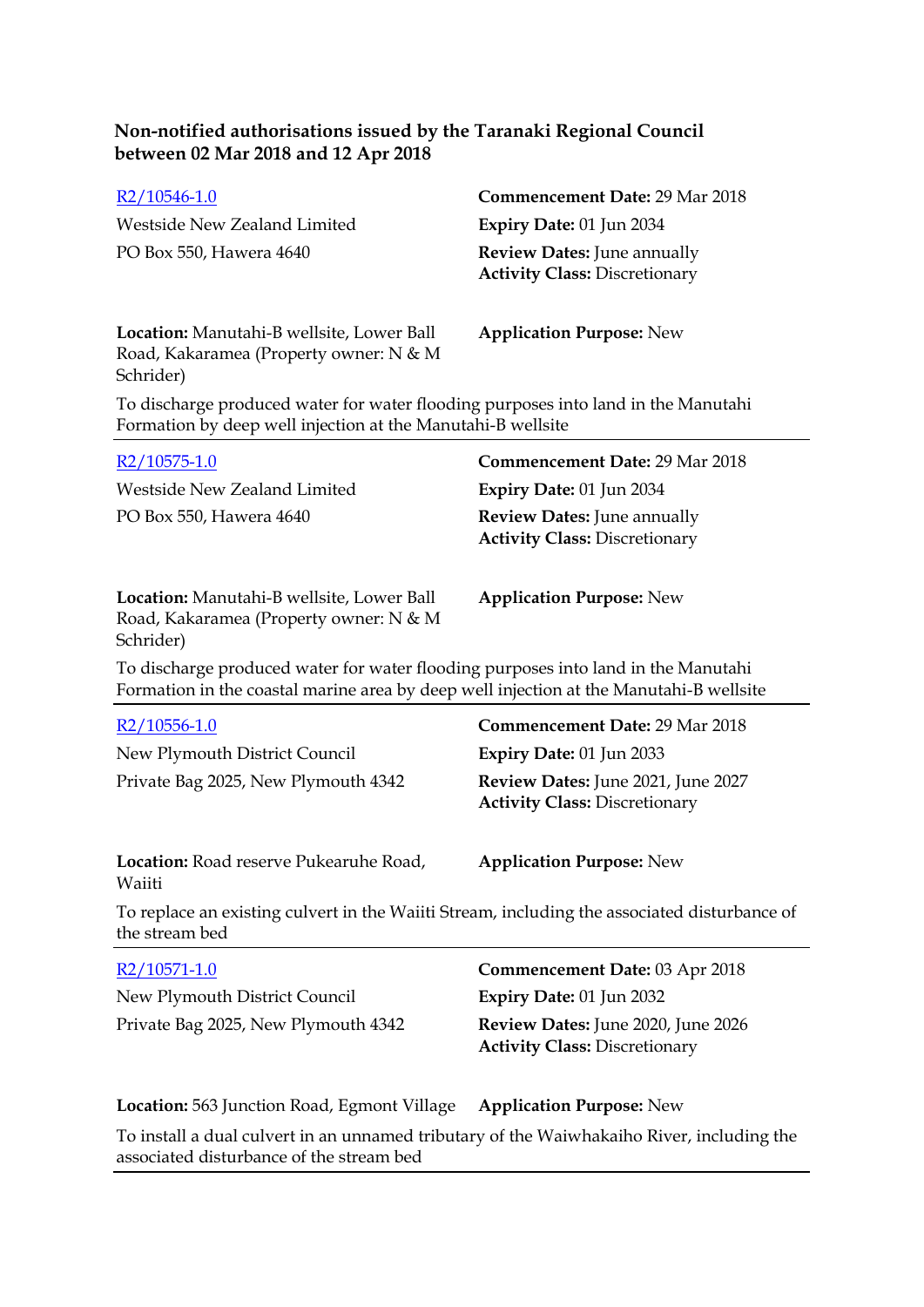**Non-notified authorisations issued by the Taranaki Regional Council between 02 Mar 2018 and 12 Apr 2018**

[R2/10546-1.0](R2/10546-1.0)
Westside New Zealand Limited
PO Box 550, Hawera 4640

**Commencement Date:** 29 Mar 2018
**Expiry Date:** 01 Jun 2034
**Review Dates:** June annually
**Activity Class:** Discretionary

**Location:** Manutahi-B wellsite, Lower Ball Road, Kakaramea (Property owner: N & M Schrider)

**Application Purpose:** New

To discharge produced water for water flooding purposes into land in the Manutahi Formation by deep well injection at the Manutahi-B wellsite

---

[R2/10575-1.0](R2/10575-1.0)
Westside New Zealand Limited
PO Box 550, Hawera 4640

**Commencement Date:** 29 Mar 2018
**Expiry Date:** 01 Jun 2034
**Review Dates:** June annually
**Activity Class:** Discretionary

**Location:** Manutahi-B wellsite, Lower Ball Road, Kakaramea (Property owner: N & M Schrider)

**Application Purpose:** New

To discharge produced water for water flooding purposes into land in the Manutahi Formation in the coastal marine area by deep well injection at the Manutahi-B wellsite

---

[R2/10556-1.0](R2/10556-1.0)
New Plymouth District Council
Private Bag 2025, New Plymouth 4342

**Commencement Date:** 29 Mar 2018
**Expiry Date:** 01 Jun 2033
**Review Dates:** June 2021, June 2027
**Activity Class:** Discretionary

**Location:** Road reserve Pukearuhe Road, Waiiti

**Application Purpose:** New

To replace an existing culvert in the Waiiti Stream, including the associated disturbance of the stream bed

---

[R2/10571-1.0](R2/10571-1.0)
New Plymouth District Council
Private Bag 2025, New Plymouth 4342

**Commencement Date:** 03 Apr 2018
**Expiry Date:** 01 Jun 2032
**Review Dates:** June 2020, June 2026
**Activity Class:** Discretionary

**Location:** 563 Junction Road, Egmont Village

**Application Purpose:** New

To install a dual culvert in an unnamed tributary of the Waiwhakaiho River, including the associated disturbance of the stream bed

---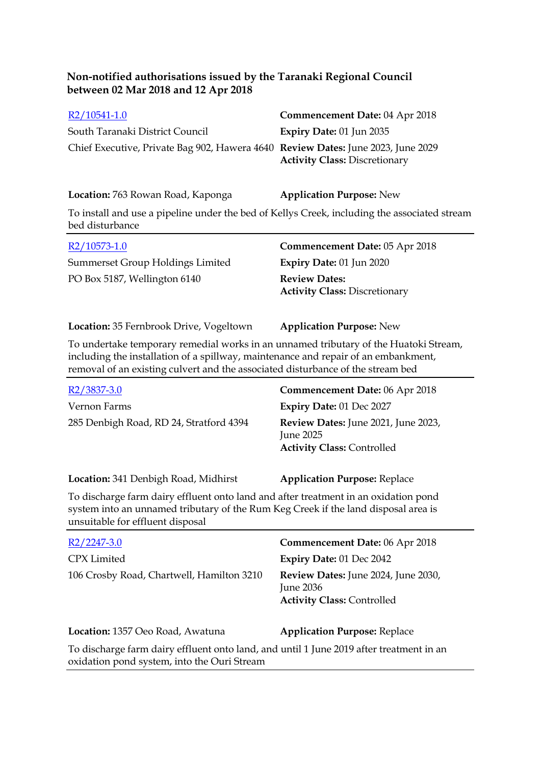**Non-notified authorisations issued by the Taranaki Regional Council between 02 Mar 2018 and 12 Apr 2018**

| | |
|---|---|
| [R2/10541-1.0] | **Commencement Date:** 04 Apr 2018 |
| South Taranaki District Council | **Expiry Date:** 01 Jun 2035 |
| Chief Executive, Private Bag 902, Hawera 4640 | **Review Dates:** June 2023, June 2029<br>**Activity Class:** Discretionary |
| **Location:** 763 Rowan Road, Kaponga | **Application Purpose:** New |

To install and use a pipeline under the bed of Kellys Creek, including the associated stream bed disturbance

---

| | |
|---|---|
| [R2/10573-1.0] | **Commencement Date:** 05 Apr 2018 |
| Summerset Group Holdings Limited | **Expiry Date:** 01 Jun 2020 |
| PO Box 5187, Wellington 6140 | **Review Dates:**<br>**Activity Class:** Discretionary |
| **Location:** 35 Fernbrook Drive, Vogeltown | **Application Purpose:** New |

To undertake temporary remedial works in an unnamed tributary of the Huatoki Stream, including the installation of a spillway, maintenance and repair of an embankment, removal of an existing culvert and the associated disturbance of the stream bed

---

| | |
|---|---|
| [R2/3837-3.0] | **Commencement Date:** 06 Apr 2018 |
| Vernon Farms | **Expiry Date:** 01 Dec 2027 |
| 285 Denbigh Road, RD 24, Stratford 4394 | **Review Dates:** June 2021, June 2023, June 2025<br>**Activity Class:** Controlled |
| **Location:** 341 Denbigh Road, Midhirst | **Application Purpose:** Replace |

To discharge farm dairy effluent onto land and after treatment in an oxidation pond system into an unnamed tributary of the Rum Keg Creek if the land disposal area is unsuitable for effluent disposal

---

| | |
|---|---|
| [R2/2247-3.0] | **Commencement Date:** 06 Apr 2018 |
| CPX Limited | **Expiry Date:** 01 Dec 2042 |
| 106 Crosby Road, Chartwell, Hamilton 3210 | **Review Dates:** June 2024, June 2030, June 2036<br>**Activity Class:** Controlled |
| **Location:** 1357 Oeo Road, Awatuna | **Application Purpose:** Replace |

To discharge farm dairy effluent onto land, and until 1 June 2019 after treatment in an oxidation pond system, into the Ouri Stream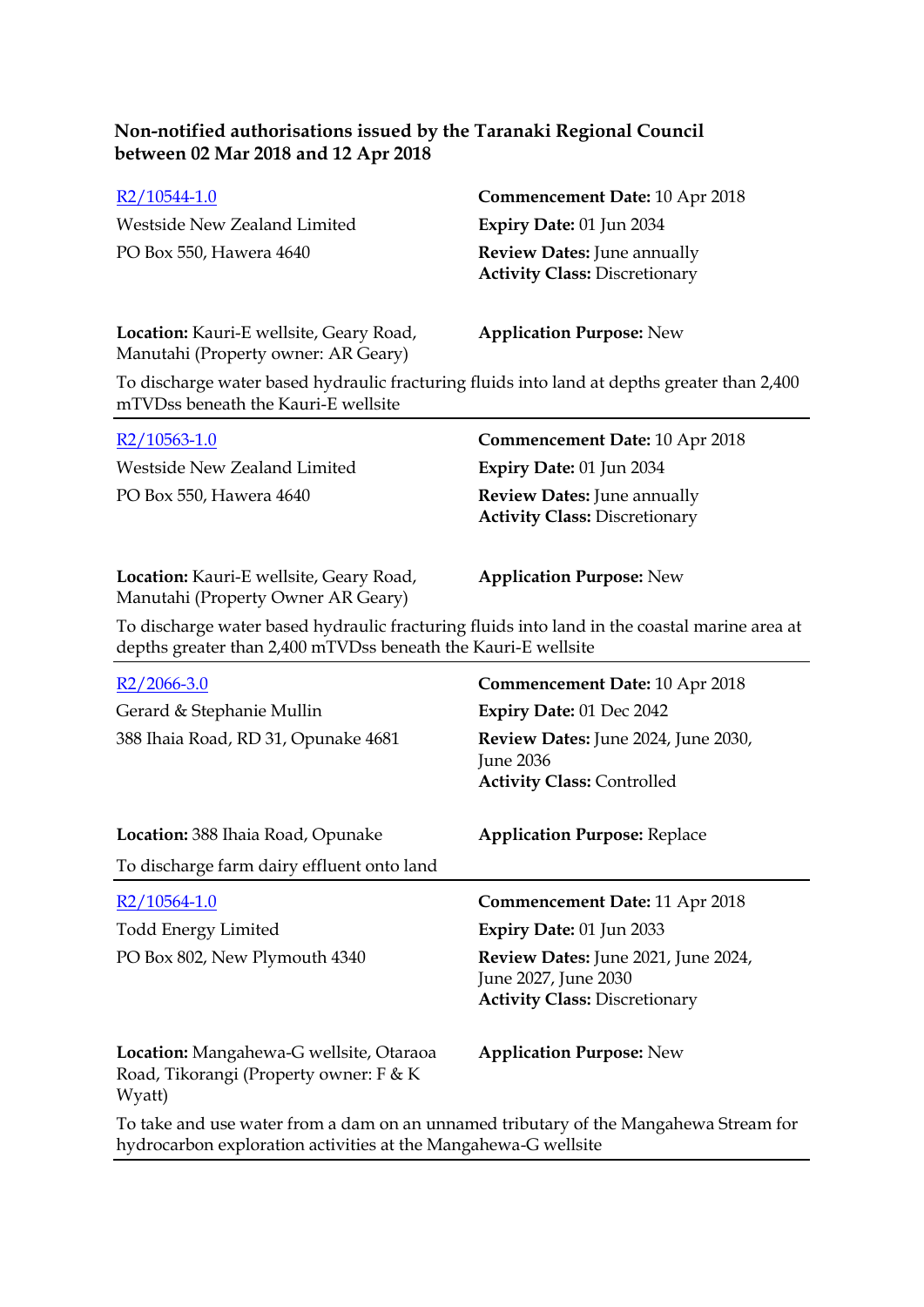**Non-notified authorisations issued by the Taranaki Regional Council between 02 Mar 2018 and 12 Apr 2018**

R2/10544-1.0
Westside New Zealand Limited
PO Box 550, Hawera 4640

**Commencement Date:** 10 Apr 2018
**Expiry Date:** 01 Jun 2034
**Review Dates:** June annually
**Activity Class:** Discretionary

**Location:** Kauri-E wellsite, Geary Road, Manutahi (Property owner: AR Geary)

**Application Purpose:** New

To discharge water based hydraulic fracturing fluids into land at depths greater than 2,400 mTVDss beneath the Kauri-E wellsite

---

R2/10563-1.0
Westside New Zealand Limited
PO Box 550, Hawera 4640

**Commencement Date:** 10 Apr 2018
**Expiry Date:** 01 Jun 2034
**Review Dates:** June annually
**Activity Class:** Discretionary

**Location:** Kauri-E wellsite, Geary Road, Manutahi (Property Owner AR Geary)

**Application Purpose:** New

To discharge water based hydraulic fracturing fluids into land in the coastal marine area at depths greater than 2,400 mTVDss beneath the Kauri-E wellsite

---

R2/2066-3.0
Gerard & Stephanie Mullin
388 Ihaia Road, RD 31, Opunake 4681

**Commencement Date:** 10 Apr 2018
**Expiry Date:** 01 Dec 2042
**Review Dates:** June 2024, June 2030, June 2036
**Activity Class:** Controlled

**Location:** 388 Ihaia Road, Opunake

**Application Purpose:** Replace

To discharge farm dairy effluent onto land

---

R2/10564-1.0
Todd Energy Limited
PO Box 802, New Plymouth 4340

**Commencement Date:** 11 Apr 2018
**Expiry Date:** 01 Jun 2033
**Review Dates:** June 2021, June 2024, June 2027, June 2030
**Activity Class:** Discretionary

**Location:** Mangahewa-G wellsite, Otaraoa Road, Tikorangi (Property owner: F & K Wyatt)

**Application Purpose:** New

To take and use water from a dam on an unnamed tributary of the Mangahewa Stream for hydrocarbon exploration activities at the Mangahewa-G wellsite

---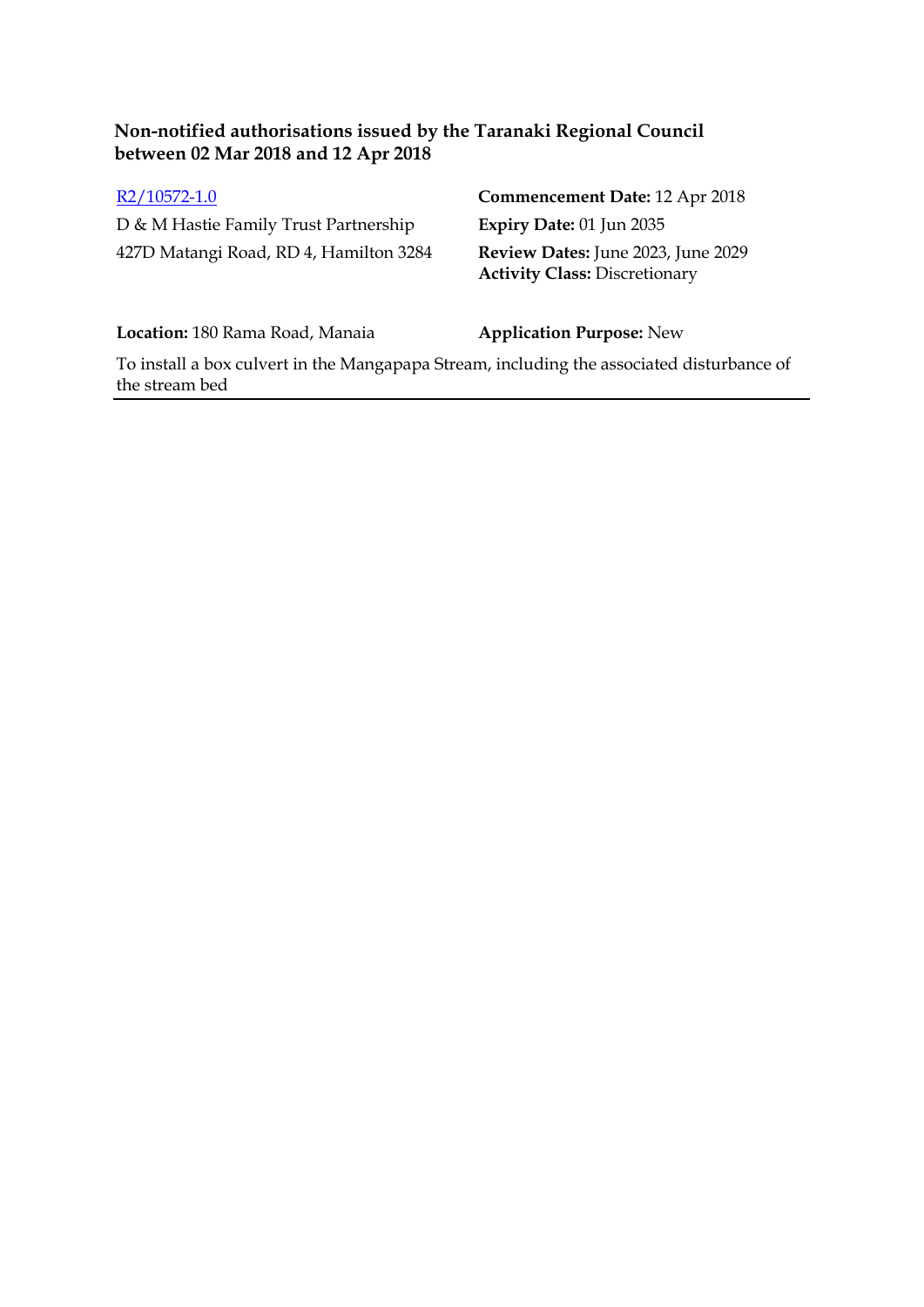**Non-notified authorisations issued by the Taranaki Regional Council between 02 Mar 2018 and 12 Apr 2018**

R2/10572-1.0
D & M Hastie Family Trust Partnership
427D Matangi Road, RD 4, Hamilton 3284

**Commencement Date:** 12 Apr 2018
**Expiry Date:** 01 Jun 2035
**Review Dates:** June 2023, June 2029
**Activity Class:** Discretionary

**Location:** 180 Rama Road, Manaia

**Application Purpose:** New

To install a box culvert in the Mangapapa Stream, including the associated disturbance of the stream bed